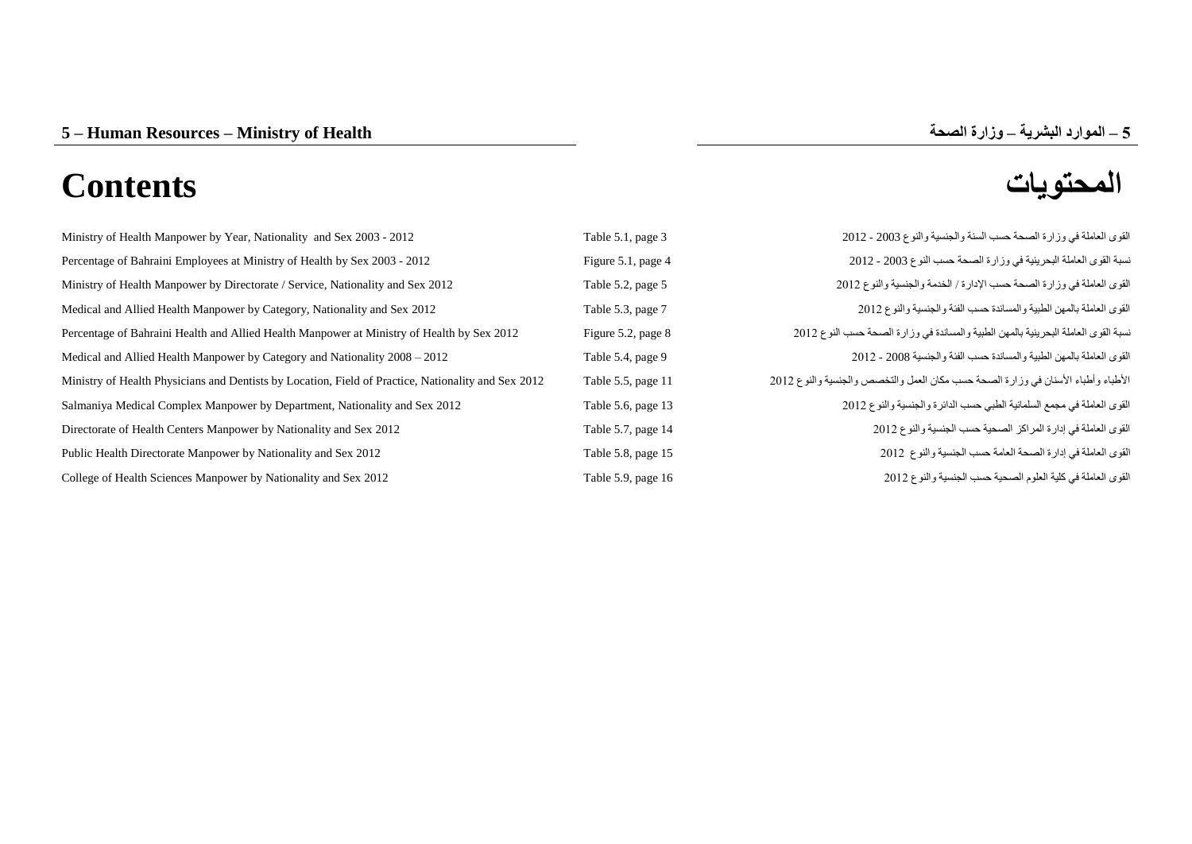# 5 – Human Resources – Ministry of Health

# 5 – الموارد البشرية – وزارة الصحة

# Contents

# المحتويات

| Contents | Reference | المحتويات |
|---|---|---|
| Ministry of Health Manpower by Year, Nationality and Sex 2003 - 2012 | Table 5.1, page 3 | القوى العاملة في وزارة الصحة حسب السنة والجنسية والنوع 2003 - 2012 |
| Percentage of Bahraini Employees at Ministry of Health by Sex 2003 - 2012 | Figure 5.1, page 4 | نسبة القوى العاملة البحرينية في وزارة الصحة حسب النوع 2003 - 2012 |
| Ministry of Health Manpower by Directorate / Service, Nationality and Sex 2012 | Table 5.2, page 5 | القوى العاملة في وزارة الصحة حسب الإدارة / الخدمة والجنسية والنوع 2012 |
| Medical and Allied Health Manpower by Category, Nationality and Sex 2012 | Table 5.3, page 7 | القوى العاملة بالمهن الطبية والمساندة حسب الفئة والجنسية والنوع 2012 |
| Percentage of Bahraini Health and Allied Health Manpower at Ministry of Health by Sex 2012 | Figure 5.2, page 8 | نسبة القوى العاملة البحرينية بالمهن الطبية والمساندة في وزارة الصحة حسب النوع 2012 |
| Medical and Allied Health Manpower by Category and Nationality 2008 – 2012 | Table 5.4, page 9 | القوى العاملة بالمهن الطبية والمساندة حسب الفئة والجنسية 2008 - 2012 |
| Ministry of Health Physicians and Dentists by Location, Field of Practice, Nationality and Sex 2012 | Table 5.5, page 11 | الأطباء وأطباء الأسنان في وزارة الصحة حسب مكان العمل والتخصص والجنسية والنوع 2012 |
| Salmaniya Medical Complex Manpower by Department, Nationality and Sex 2012 | Table 5.6, page 13 | القوى العاملة في مجمع السلمانية الطبي حسب الدائرة والجنسية والنوع 2012 |
| Directorate of Health Centers Manpower by Nationality and Sex 2012 | Table 5.7, page 14 | القوى العاملة في إدارة المراكز الصحية حسب الجنسية والنوع 2012 |
| Public Health Directorate Manpower by Nationality and Sex 2012 | Table 5.8, page 15 | القوى العاملة في إدارة الصحة العامة حسب الجنسية والنوع 2012 |
| College of Health Sciences Manpower by Nationality and Sex 2012 | Table 5.9, page 16 | القوى العاملة في كلية العلوم الصحية حسب الجنسية والنوع 2012 |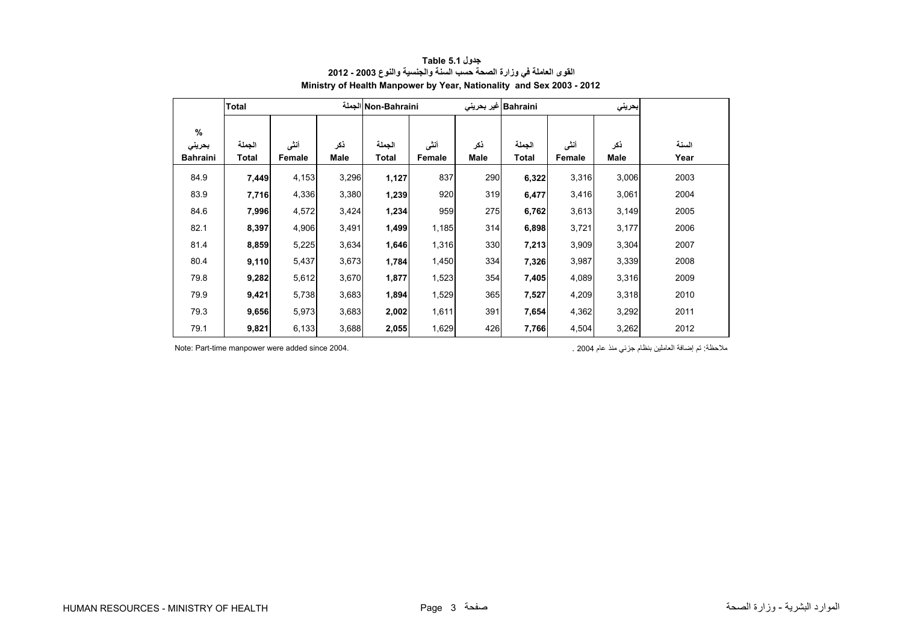**جدول Table 5.1**

**القوى العاملة في وزارة الصحة حسب السنة والجنسية والنوع 2003 - 2012**

**Ministry of Health Manpower by Year, Nationality and Sex 2003 - 2012**

| | Total | | الجملة | Non-Bahraini | | غير بحريني | Bahraini | | بحريني | |
|---|---|---|---|---|---|---|---|---|---|---|
| % بحريني Bahraini | الجملة Total | أنثى Female | ذكر Male | الجملة Total | أنثى Female | ذكر Male | الجملة Total | أنثى Female | ذكر Male | السنة Year |
| 84.9 | **7,449** | 4,153 | 3,296 | **1,127** | 837 | 290 | **6,322** | 3,316 | 3,006 | 2003 |
| 83.9 | **7,716** | 4,336 | 3,380 | **1,239** | 920 | 319 | **6,477** | 3,416 | 3,061 | 2004 |
| 84.6 | **7,996** | 4,572 | 3,424 | **1,234** | 959 | 275 | **6,762** | 3,613 | 3,149 | 2005 |
| 82.1 | **8,397** | 4,906 | 3,491 | **1,499** | 1,185 | 314 | **6,898** | 3,721 | 3,177 | 2006 |
| 81.4 | **8,859** | 5,225 | 3,634 | **1,646** | 1,316 | 330 | **7,213** | 3,909 | 3,304 | 2007 |
| 80.4 | **9,110** | 5,437 | 3,673 | **1,784** | 1,450 | 334 | **7,326** | 3,987 | 3,339 | 2008 |
| 79.8 | **9,282** | 5,612 | 3,670 | **1,877** | 1,523 | 354 | **7,405** | 4,089 | 3,316 | 2009 |
| 79.9 | **9,421** | 5,738 | 3,683 | **1,894** | 1,529 | 365 | **7,527** | 4,209 | 3,318 | 2010 |
| 79.3 | **9,656** | 5,973 | 3,683 | **2,002** | 1,611 | 391 | **7,654** | 4,362 | 3,292 | 2011 |
| 79.1 | **9,821** | 6,133 | 3,688 | **2,055** | 1,629 | 426 | **7,766** | 4,504 | 3,262 | 2012 |

Note: Part-time manpower were added since 2004.

ملاحظة: تم إضافة العاملين بنظام جزئي منذ عام 2004 .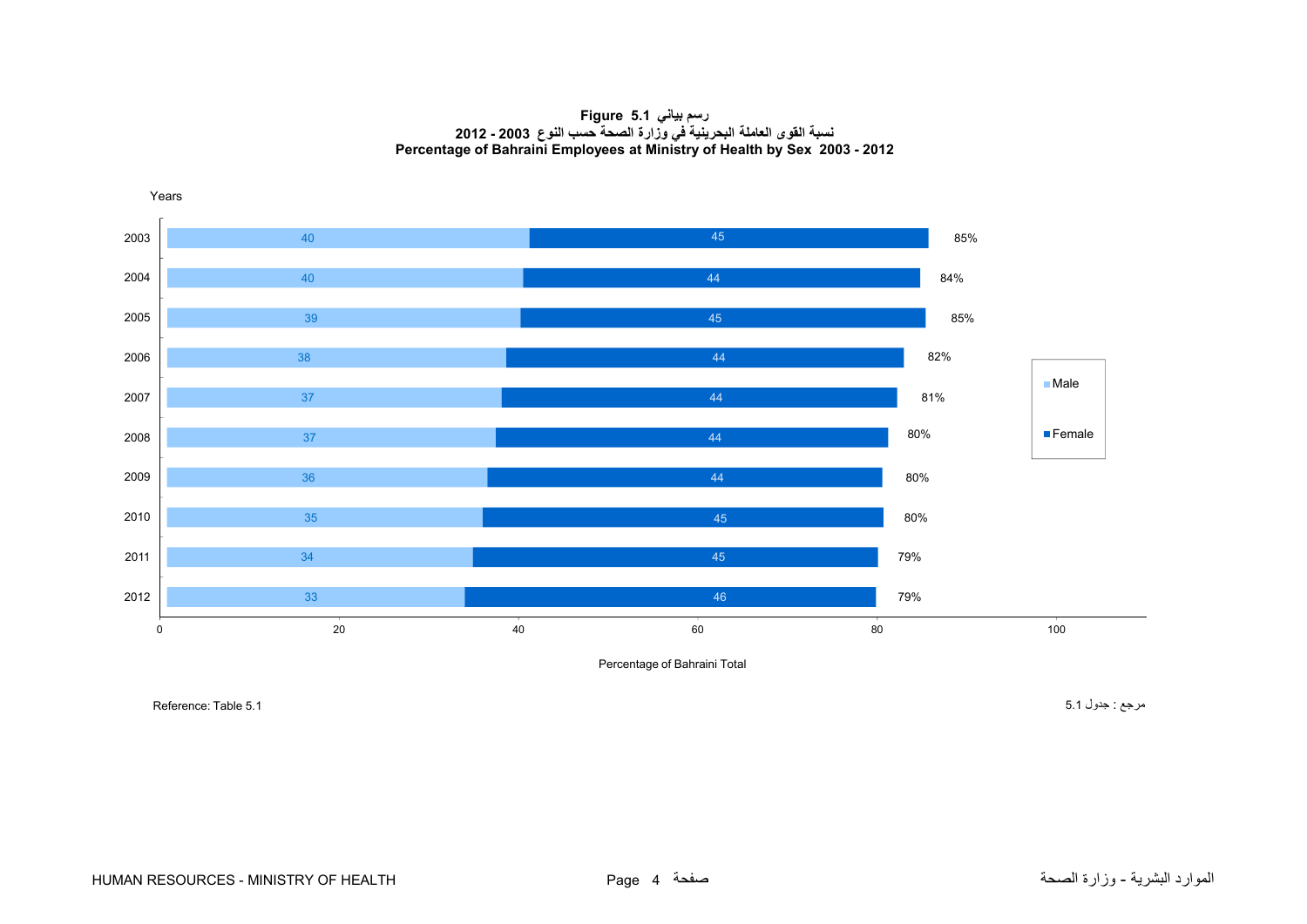**Figure 5.1 رسم بياني**

**نسبة القوى العاملة البحرينية في وزارة الصحة حسب النوع 2003 - 2012**

**Percentage of Bahraini Employees at Ministry of Health by Sex 2003 - 2012**

| Years | Male | Female | Total |
|---|---|---|---|
| 2003 | 40 | 45 | 85% |
| 2004 | 40 | 44 | 84% |
| 2005 | 39 | 45 | 85% |
| 2006 | 38 | 44 | 82% |
| 2007 | 37 | 44 | 81% |
| 2008 | 37 | 44 | 80% |
| 2009 | 36 | 44 | 80% |
| 2010 | 35 | 45 | 80% |
| 2011 | 34 | 45 | 79% |
| 2012 | 33 | 46 | 79% |

Percentage of Bahraini Total

Reference: Table 5.1

مرجع : جدول 5.1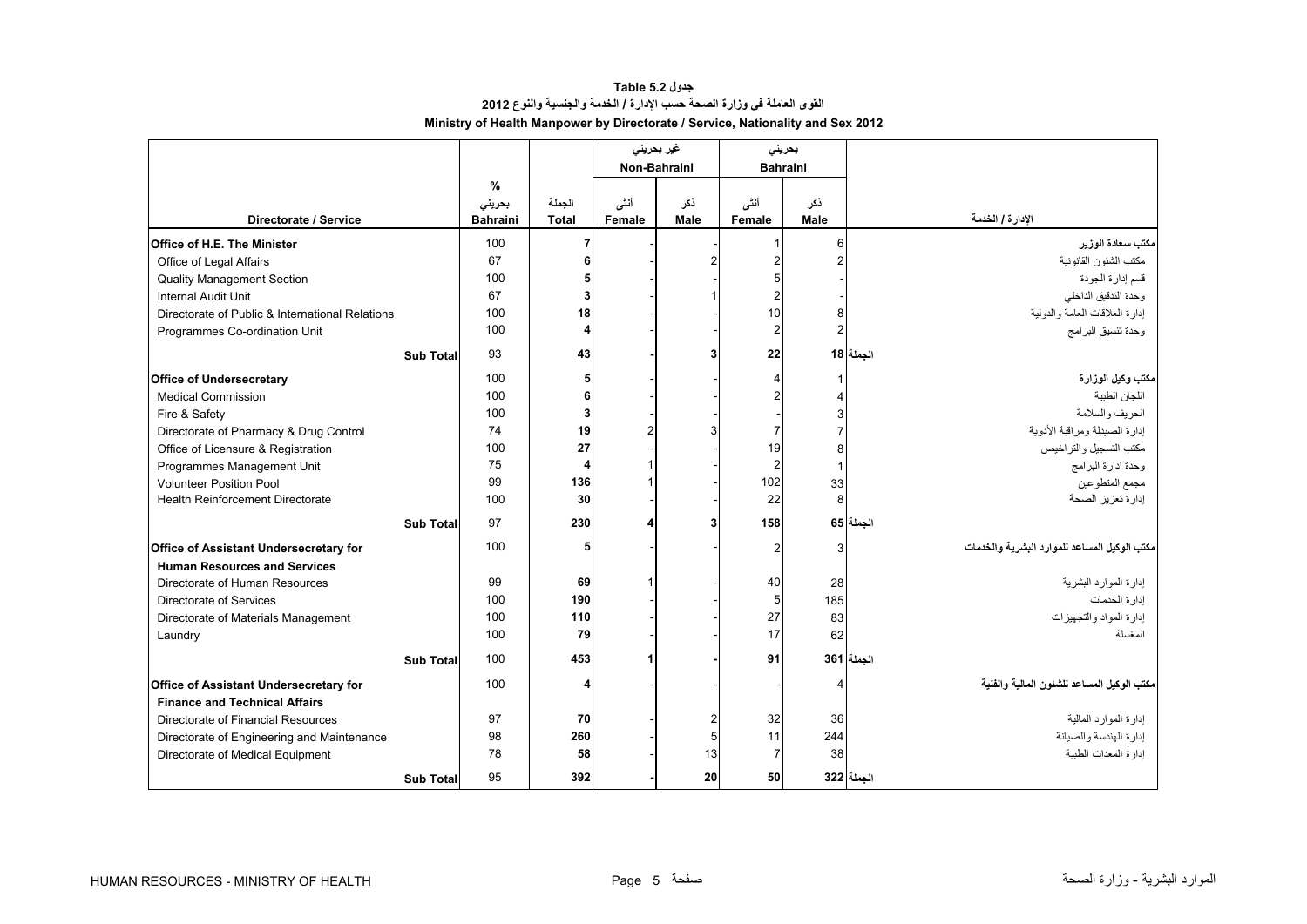# جدول Table 5.2

## القوى العاملة في وزارة الصحة حسب الإدارة / الخدمة والجنسية والنوع 2012

## Ministry of Health Manpower by Directorate / Service, Nationality and Sex 2012

| Directorate / Service | % بحريني Bahraini | الجملة Total | غير بحريني Non-Bahraini أنثى Female | غير بحريني Non-Bahraini ذكر Male | بحريني Bahraini أنثى Female | بحريني Bahraini ذكر Male | الإدارة / الخدمة |
|---|---|---|---|---|---|---|---|
| **Office of H.E. The Minister** | 100 | **7** | - | - | 1 | 6 | **مكتب سعادة الوزير** |
| Office of Legal Affairs | 67 | **6** | - | 2 | 2 | 2 | مكتب الشئون القانونية |
| Quality Management Section | 100 | **5** | - | - | 5 | - | قسم إدارة الجودة |
| Internal Audit Unit | 67 | **3** | - | 1 | 2 | - | وحدة التدقيق الداخلي |
| Directorate of Public & International Relations | 100 | **18** | - | - | 10 | 8 | إدارة العلاقات العامة والدولية |
| Programmes Co-ordination Unit | 100 | **4** | - | - | 2 | 2 | وحدة تنسيق البرامج |
| **Sub Total** | 93 | **43** | **-** | **3** | **22** | **18** | **الجملة** |
| **Office of Undersecretary** | 100 | **5** | - | - | 4 | 1 | **مكتب وكيل الوزارة** |
| Medical Commission | 100 | **6** | - | - | 2 | 4 | اللجان الطبية |
| Fire & Safety | 100 | **3** | - | - | - | 3 | الحريق والسلامة |
| Directorate of Pharmacy & Drug Control | 74 | **19** | 2 | 3 | 7 | 7 | إدارة الصيدلة ومراقبة الأدوية |
| Office of Licensure & Registration | 100 | **27** | - | - | 19 | 8 | مكتب التسجيل والتراخيص |
| Programmes Management Unit | 75 | **4** | 1 | - | 2 | 1 | وحدة ادارة البرامج |
| Volunteer Position Pool | 99 | **136** | 1 | - | 102 | 33 | مجمع المتطوعين |
| Health Reinforcement Directorate | 100 | **30** | - | - | 22 | 8 | إدارة تعزيز الصحة |
| **Sub Total** | 97 | **230** | **4** | **3** | **158** | **65** | **الجملة** |
| **Office of Assistant Undersecretary for Human Resources and Services** | 100 | **5** | - | - | 2 | 3 | **مكتب الوكيل المساعد للموارد البشرية والخدمات** |
| Directorate of Human Resources | 99 | **69** | 1 | - | 40 | 28 | إدارة الموارد البشرية |
| Directorate of Services | 100 | **190** | - | - | 5 | 185 | إدارة الخدمات |
| Directorate of Materials Management | 100 | **110** | - | - | 27 | 83 | إدارة المواد والتجهيزات |
| Laundry | 100 | **79** | - | - | 17 | 62 | المغسلة |
| **Sub Total** | 100 | **453** | **1** | **-** | **91** | **361** | **الجملة** |
| **Office of Assistant Undersecretary for Finance and Technical Affairs** | 100 | **4** | - | - | - | 4 | **مكتب الوكيل المساعد للشئون المالية والفنية** |
| Directorate of Financial Resources | 97 | **70** | - | 2 | 32 | 36 | إدارة الموارد المالية |
| Directorate of Engineering and Maintenance | 98 | **260** | - | 5 | 11 | 244 | إدارة الهندسة والصيانة |
| Directorate of Medical Equipment | 78 | **58** | - | 13 | 7 | 38 | إدارة المعدات الطبية |
| **Sub Total** | 95 | **392** | **-** | **20** | **50** | **322** | **الجملة** |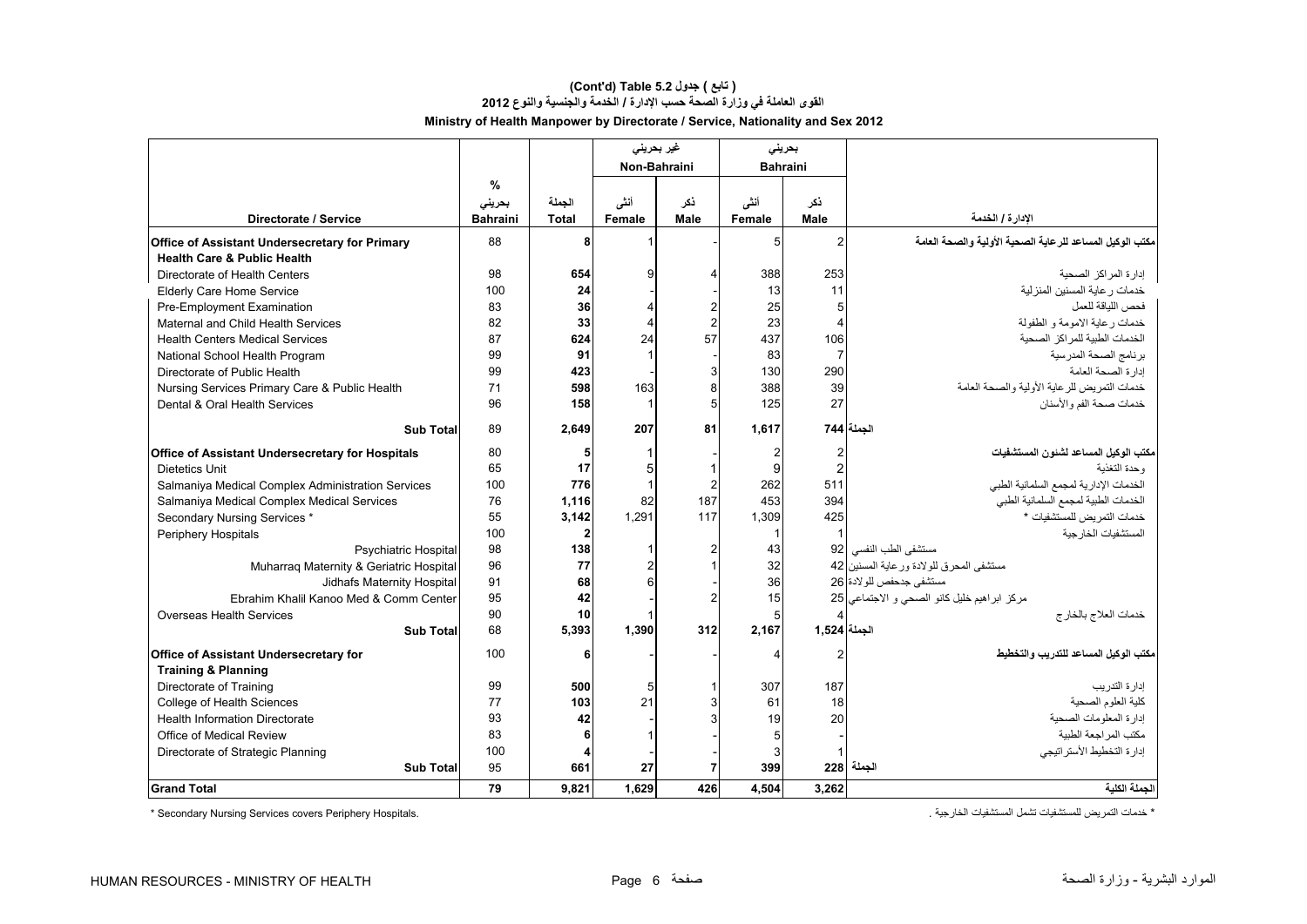**(Cont'd) Table 5.2 ( تابع ) جدول**

**القوى العاملة في وزارة الصحة حسب الإدارة / الخدمة والجنسية والنوع 2012**

**Ministry of Health Manpower by Directorate / Service, Nationality and Sex 2012**

| Directorate / Service | % بحريني Bahraini | الجملة Total | غير بحريني Non-Bahraini أنثى Female | ذكر Male | بحريني Bahraini أنثى Female | ذكر Male | الإدارة / الخدمة |
|---|---|---|---|---|---|---|---|
| **Office of Assistant Undersecretary for Primary Health Care & Public Health** | 88 | **8** | 1 | - | 5 | 2 | **مكتب الوكيل المساعد للرعاية الصحية الأولية والصحة العامة** |
| Directorate of Health Centers | 98 | **654** | 9 | 4 | 388 | 253 | إدارة المراكز الصحية |
| Elderly Care Home Service | 100 | **24** | - | - | 13 | 11 | خدمات رعاية المسنين المنزلية |
| Pre-Employment Examination | 83 | **36** | 4 | 2 | 25 | 5 | فحص اللياقة للعمل |
| Maternal and Child Health Services | 82 | **33** | 4 | 2 | 23 | 4 | خدمات رعاية الامومة و الطفولة |
| Health Centers Medical Services | 87 | **624** | 24 | 57 | 437 | 106 | الخدمات الطبية للمراكز الصحية |
| National School Health Program | 99 | **91** | 1 | - | 83 | 7 | برنامج الصحة المدرسية |
| Directorate of Public Health | 99 | **423** | - | 3 | 130 | 290 | إدارة الصحة العامة |
| Nursing Services Primary Care & Public Health | 71 | **598** | 163 | 8 | 388 | 39 | خدمات التمريض للرعاية الأولية والصحة العامة |
| Dental & Oral Health Services | 96 | **158** | 1 | 5 | 125 | 27 | خدمات صحة الفم والأسنان |
| **Sub Total** | 89 | **2,649** | **207** | **81** | **1,617** | **744** | **الجملة** |
| **Office of Assistant Undersecretary for Hospitals** | 80 | **5** | 1 | - | 2 | 2 | **مكتب الوكيل المساعد لشئون المستشفيات** |
| Dietetics Unit | 65 | **17** | 5 | 1 | 9 | 2 | وحدة التغذية |
| Salmaniya Medical Complex Administration Services | 100 | **776** | 1 | 2 | 262 | 511 | الخدمات الإدارية لمجمع السلمانية الطبي |
| Salmaniya Medical Complex Medical Services | 76 | **1,116** | 82 | 187 | 453 | 394 | الخدمات الطبية لمجمع السلمانية الطبي |
| Secondary Nursing Services * | 55 | **3,142** | 1,291 | 117 | 1,309 | 425 | خدمات التمريض للمستشفيات * |
| Periphery Hospitals | 100 | **2** | | | 1 | 1 | المستشفيات الخارجية |
| Psychiatric Hospital | 98 | **138** | 1 | 2 | 43 | 92 | مستشفى الطب النفسي |
| Muharraq Maternity & Geriatric Hospital | 96 | **77** | 2 | 1 | 32 | 42 | مستشفى المحرق للولادة ورعاية المسنين |
| Jidhafs Maternity Hospital | 91 | **68** | 6 | - | 36 | 26 | مستشفى جدحفص للولادة |
| Ebrahim Khalil Kanoo Med & Comm Center | 95 | **42** | - | 2 | 15 | 25 | مركز ابراهيم خليل كانو الصحي و الاجتماعي |
| Overseas Health Services | 90 | **10** | 1 | | 5 | 4 | خدمات العلاج بالخارج |
| **Sub Total** | 68 | **5,393** | **1,390** | **312** | **2,167** | **1,524** | **الجملة** |
| **Office of Assistant Undersecretary for Training & Planning** | 100 | **6** | - | - | 4 | 2 | **مكتب الوكيل المساعد للتدريب والتخطيط** |
| Directorate of Training | 99 | **500** | 5 | 1 | 307 | 187 | إدارة التدريب |
| College of Health Sciences | 77 | **103** | 21 | 3 | 61 | 18 | كلية العلوم الصحية |
| Health Information Directorate | 93 | **42** | - | 3 | 19 | 20 | إدارة المعلومات الصحية |
| Office of Medical Review | 83 | **6** | 1 | - | 5 | - | مكتب المراجعة الطبية |
| Directorate of Strategic Planning | 100 | **4** | - | - | 3 | 1 | إدارة التخطيط الأستراتيجي |
| **Sub Total** | 95 | **661** | **27** | **7** | **399** | **228** | **الجملة** |
| **Grand Total** | **79** | **9,821** | **1,629** | **426** | **4,504** | **3,262** | **الجملة الكلية** |

\* Secondary Nursing Services covers Periphery Hospitals.

\* خدمات التمريض للمستشفيات تشمل المستشفيات الخارجية .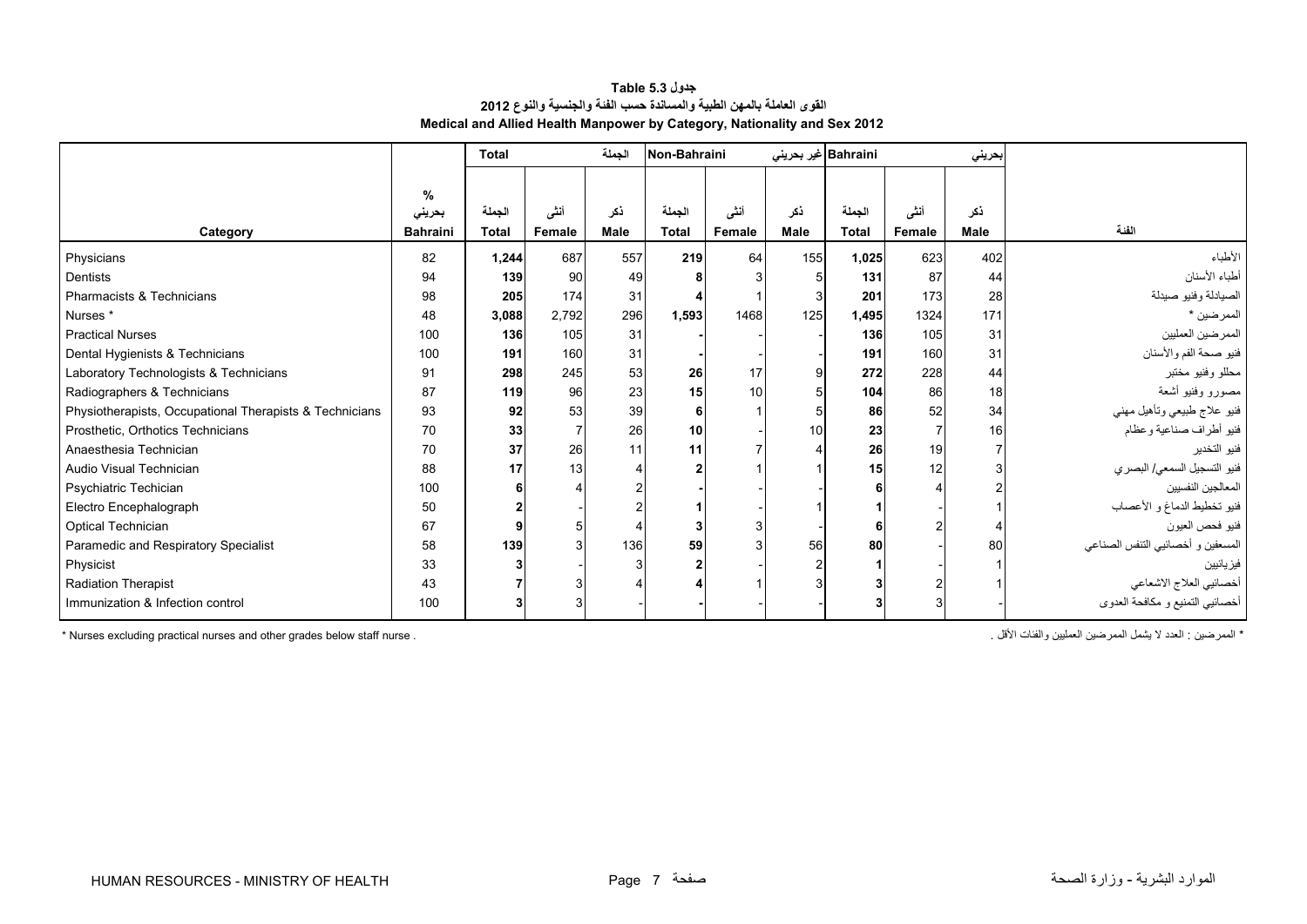**جدول 5.3 Table**

**القوى العاملة بالمهن الطبية والمساندة حسب الفئة والجنسية والنوع 2012**

**Medical and Allied Health Manpower by Category, Nationality and Sex 2012**

| | | Total | | الجملة | Non-Bahraini | | غير بحريني | Bahraini | | بحريني | |
|---|---|---|---|---|---|---|---|---|---|---|---|
| Category | % بحريني Bahraini | الجملة Total | أنثى Female | ذكر Male | الجملة Total | أنثى Female | ذكر Male | الجملة Total | أنثى Female | ذكر Male | الفئة |
| Physicians | 82 | **1,244** | 687 | 557 | **219** | 64 | 155 | **1,025** | 623 | 402 | الأطباء |
| Dentists | 94 | **139** | 90 | 49 | **8** | 3 | 5 | **131** | 87 | 44 | أطباء الأسنان |
| Pharmacists & Technicians | 98 | **205** | 174 | 31 | **4** | 1 | 3 | **201** | 173 | 28 | الصيادلة وفنيو صيدلة |
| Nurses * | 48 | **3,088** | 2,792 | 296 | **1,593** | 1468 | 125 | **1,495** | 1324 | 171 | الممرضين * |
| Practical Nurses | 100 | **136** | 105 | 31 | **-** | - | - | **136** | 105 | 31 | الممرضين العمليين |
| Dental Hygienists & Technicians | 100 | **191** | 160 | 31 | **-** | - | - | **191** | 160 | 31 | فنيو صحة الفم والأسنان |
| Laboratory Technologists & Technicians | 91 | **298** | 245 | 53 | **26** | 17 | 9 | **272** | 228 | 44 | محللو وفنيو مختبر |
| Radiographers & Technicians | 87 | **119** | 96 | 23 | **15** | 10 | 5 | **104** | 86 | 18 | مصورو وفنيو أشعة |
| Physiotherapists, Occupational Therapists & Technicians | 93 | **92** | 53 | 39 | **6** | 1 | 5 | **86** | 52 | 34 | فنيو علاج طبيعي وتأهيل مهني |
| Prosthetic, Orthotics Technicians | 70 | **33** | 7 | 26 | **10** | - | 10 | **23** | 7 | 16 | فنيو أطراف صناعية وعظام |
| Anaesthesia Technician | 70 | **37** | 26 | 11 | **11** | 7 | 4 | **26** | 19 | 7 | فنيو التخدير |
| Audio Visual Technician | 88 | **17** | 13 | 4 | **2** | 1 | 1 | **15** | 12 | 3 | فنيو التسجيل السمعي/ البصري |
| Psychiatric Techician | 100 | **6** | 4 | 2 | **-** | - | - | **6** | 4 | 2 | المعالجين النفسيين |
| Electro Encephalograph | 50 | **2** | - | 2 | **1** | - | 1 | **1** | - | 1 | فنيو تخطيط الدماغ و الأعصاب |
| Optical Technician | 67 | **9** | 5 | 4 | **3** | 3 | - | **6** | 2 | 4 | فنيو فحص العيون |
| Paramedic and Respiratory Specialist | 58 | **139** | 3 | 136 | **59** | 3 | 56 | **80** | - | 80 | المسعفين و أخصائيي التنفس الصناعي |
| Physicist | 33 | **3** | - | 3 | **2** | - | 2 | **1** | - | 1 | فيزيائيين |
| Radiation Therapist | 43 | **7** | 3 | 4 | **4** | 1 | 3 | **3** | 2 | 1 | أخصائيي العلاج الاشعاعي |
| Immunization & Infection control | 100 | **3** | 3 | - | **-** | - | - | **3** | 3 | - | أخصائيي التمنيع و مكافحة العدوى |

* Nurses excluding practical nurses and other grades below staff nurse .

* الممرضين : العدد لا يشمل الممرضين العمليين والفئات الأقل .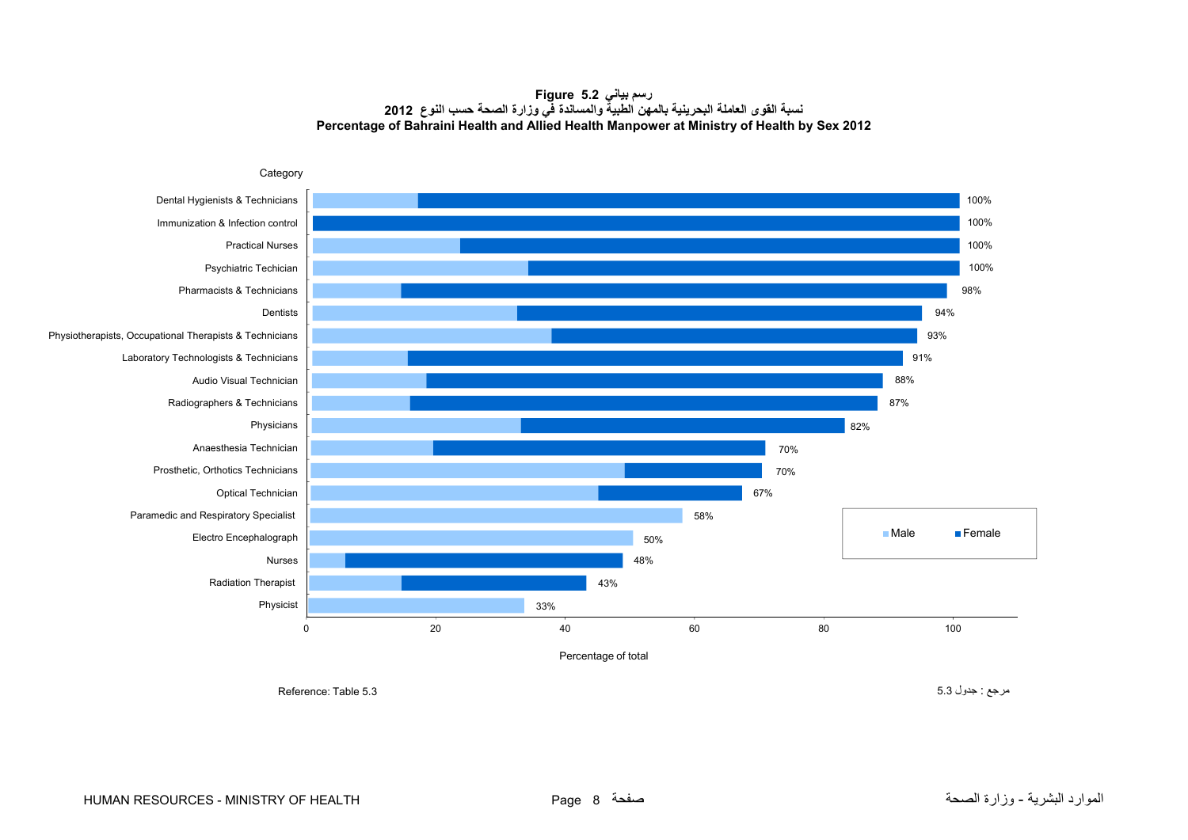# Figure 5.2 رسم بياني

## نسبة القوى العاملة البحرينية بالمهن الطبية والمساندة في وزارة الصحة حسب النوع 2012

## Percentage of Bahraini Health and Allied Health Manpower at Ministry of Health by Sex 2012

| Category | Total % |
|---|---|
| Dental Hygienists & Technicians | 100% |
| Immunization & Infection control | 100% |
| Practical Nurses | 100% |
| Psychiatric Techician | 100% |
| Pharmacists & Technicians | 98% |
| Dentists | 94% |
| Physiotherapists, Occupational Therapists & Technicians | 93% |
| Laboratory Technologists & Technicians | 91% |
| Audio Visual Technician | 88% |
| Radiographers & Technicians | 87% |
| Physicians | 82% |
| Anaesthesia Technician | 70% |
| Prosthetic, Orthotics Technicians | 70% |
| Optical Technician | 67% |
| Paramedic and Respiratory Specialist | 58% |
| Electro Encephalograph | 50% |
| Nurses | 48% |
| Radiation Therapist | 43% |
| Physicist | 33% |

Legend: Male, Female

Percentage of total

Reference: Table 5.3

مرجع : جدول 5.3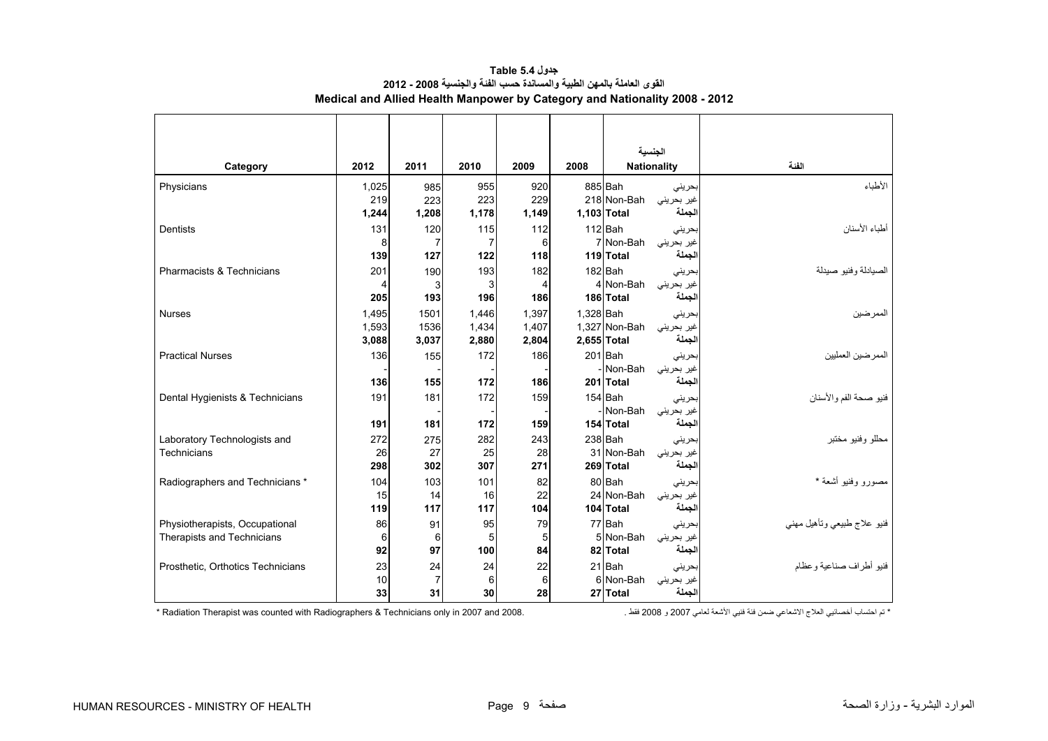**جدول Table 5.4**

**القوى العاملة بالمهن الطبية والمساندة حسب الفئة والجنسية 2008 - 2012**

**Medical and Allied Health Manpower by Category and Nationality 2008 - 2012**

| Category | 2012 | 2011 | 2010 | 2009 | 2008 | Nationality | الجنسية | الفئة |
|---|---|---|---|---|---|---|---|---|
| Physicians | 1,025 | 985 | 955 | 920 | 885 | Bah | بحريني | الأطباء |
| | 219 | 223 | 223 | 229 | 218 | Non-Bah | غير بحريني | |
| | **1,244** | **1,208** | **1,178** | **1,149** | **1,103** | **Total** | **الجملة** | |
| Dentists | 131 | 120 | 115 | 112 | 112 | Bah | بحريني | أطباء الأسنان |
| | 8 | 7 | 7 | 6 | 7 | Non-Bah | غير بحريني | |
| | **139** | **127** | **122** | **118** | **119** | **Total** | **الجملة** | |
| Pharmacists & Technicians | 201 | 190 | 193 | 182 | 182 | Bah | بحريني | الصيادلة وفنيو صيدلة |
| | 4 | 3 | 3 | 4 | 4 | Non-Bah | غير بحريني | |
| | **205** | **193** | **196** | **186** | **186** | **Total** | **الجملة** | |
| Nurses | 1,495 | 1501 | 1,446 | 1,397 | 1,328 | Bah | بحريني | الممرضين |
| | 1,593 | 1536 | 1,434 | 1,407 | 1,327 | Non-Bah | غير بحريني | |
| | **3,088** | **3,037** | **2,880** | **2,804** | **2,655** | **Total** | **الجملة** | |
| Practical Nurses | 136 | 155 | 172 | 186 | 201 | Bah | بحريني | الممرضين العمليين |
| | - | - | - | - | - | Non-Bah | غير بحريني | |
| | **136** | **155** | **172** | **186** | **201** | **Total** | **الجملة** | |
| Dental Hygienists & Technicians | 191 | 181 | 172 | 159 | 154 | Bah | بحريني | فنيو صحة الفم والأسنان |
| | | - | - | - | - | Non-Bah | غير بحريني | |
| | **191** | **181** | **172** | **159** | **154** | **Total** | **الجملة** | |
| Laboratory Technologists and Technicians | 272 | 275 | 282 | 243 | 238 | Bah | بحريني | محللو وفنيو مختبر |
| | 26 | 27 | 25 | 28 | 31 | Non-Bah | غير بحريني | |
| | **298** | **302** | **307** | **271** | **269** | **Total** | **الجملة** | |
| Radiographers and Technicians * | 104 | 103 | 101 | 82 | 80 | Bah | بحريني | مصورو وفنيو أشعة * |
| | 15 | 14 | 16 | 22 | 24 | Non-Bah | غير بحريني | |
| | **119** | **117** | **117** | **104** | **104** | **Total** | **الجملة** | |
| Physiotherapists, Occupational Therapists and Technicians | 86 | 91 | 95 | 79 | 77 | Bah | بحريني | فنيو علاج طبيعي وتأهيل مهني |
| | 6 | 6 | 5 | 5 | 5 | Non-Bah | غير بحريني | |
| | **92** | **97** | **100** | **84** | **82** | **Total** | **الجملة** | |
| Prosthetic, Orthotics Technicians | 23 | 24 | 24 | 22 | 21 | Bah | بحريني | فنيو أطراف صناعية وعظام |
| | 10 | 7 | 6 | 6 | 6 | Non-Bah | غير بحريني | |
| | **33** | **31** | **30** | **28** | **27** | **Total** | **الجملة** | |

* Radiation Therapist was counted with Radiographers & Technicians only in 2007 and 2008.

* تم احتساب أخصائيي العلاج الاشعاعي ضمن فئة فنيي الأشعة لعامي 2007 و 2008 فقط .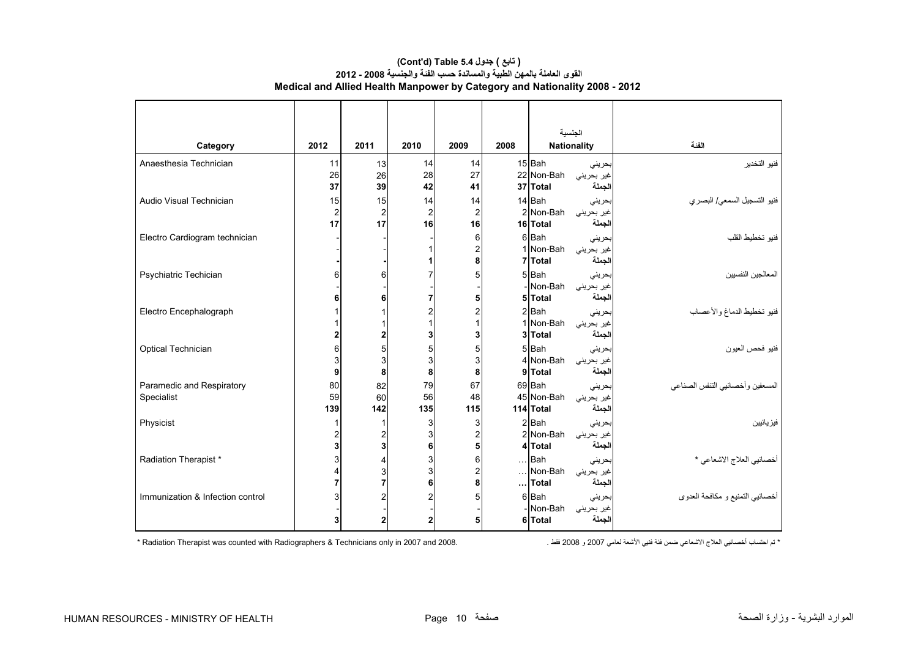# (Cont'd) Table 5.4 ( تابع ) جدول

## القوى العاملة بالمهن الطبية والمساندة حسب الفئة والجنسية 2008 - 2012

## Medical and Allied Health Manpower by Category and Nationality 2008 - 2012

| Category | 2012 | 2011 | 2010 | 2009 | 2008 | الجنسية Nationality | | الفئة |
|---|---|---|---|---|---|---|---|---|
| Anaesthesia Technician | 11 | 13 | 14 | 14 | 15 | Bah | بحريني | فنيو التخدير |
| | 26 | 26 | 28 | 27 | 22 | Non-Bah | غير بحريني | |
| | **37** | **39** | **42** | **41** | **37** | **Total** | **الجملة** | |
| Audio Visual Technician | 15 | 15 | 14 | 14 | 14 | Bah | بحريني | فنيو التسجيل السمعي/ البصري |
| | 2 | 2 | 2 | 2 | 2 | Non-Bah | غير بحريني | |
| | **17** | **17** | **16** | **16** | **16** | **Total** | **الجملة** | |
| Electro Cardiogram technician | - | - | - | 6 | 6 | Bah | بحريني | فنيو تخطيط القلب |
| | - | - | 1 | 2 | 1 | Non-Bah | غير بحريني | |
| | **-** | **-** | **1** | **8** | **7** | **Total** | **الجملة** | |
| Psychiatric Techician | 6 | 6 | 7 | 5 | 5 | Bah | بحريني | المعالجين النفسيين |
| | - | - | - | - | - | Non-Bah | غير بحريني | |
| | **6** | **6** | **7** | **5** | **5** | **Total** | **الجملة** | |
| Electro Encephalograph | 1 | 1 | 2 | 2 | 2 | Bah | بحريني | فنيو تخطيط الدماغ والأعصاب |
| | 1 | 1 | 1 | 1 | 1 | Non-Bah | غير بحريني | |
| | **2** | **2** | **3** | **3** | **3** | **Total** | **الجملة** | |
| Optical Technician | 6 | 5 | 5 | 5 | 5 | Bah | بحريني | فنيو فحص العيون |
| | 3 | 3 | 3 | 3 | 4 | Non-Bah | غير بحريني | |
| | **9** | **8** | **8** | **8** | **9** | **Total** | **الجملة** | |
| Paramedic and Respiratory Specialist | 80 | 82 | 79 | 67 | 69 | Bah | بحريني | المسعفين وأخصائيي التنفس الصناعي |
| | 59 | 60 | 56 | 48 | 45 | Non-Bah | غير بحريني | |
| | **139** | **142** | **135** | **115** | **114** | **Total** | **الجملة** | |
| Physicist | 1 | 1 | 3 | 3 | 2 | Bah | بحريني | فيزيائيين |
| | 2 | 2 | 3 | 2 | 2 | Non-Bah | غير بحريني | |
| | **3** | **3** | **6** | **5** | **4** | **Total** | **الجملة** | |
| Radiation Therapist * | 3 | 4 | 3 | 6 | … | Bah | بحريني | أخصائيي العلاج الاشعاعي * |
| | 4 | 3 | 3 | 2 | … | Non-Bah | غير بحريني | |
| | **7** | **7** | **6** | **8** | **…** | **Total** | **الجملة** | |
| Immunization & Infection control | 3 | 2 | 2 | 5 | 6 | Bah | بحريني | أخصائيي التمنيع و مكافحة العدوى |
| | - | - | - | - | - | Non-Bah | غير بحريني | |
| | **3** | **2** | **2** | **5** | **6** | **Total** | **الجملة** | |

\* Radiation Therapist was counted with Radiographers & Technicians only in 2007 and 2008.

\* تم احتساب أخصائيي العلاج الاشعاعي ضمن فئة فنيي الأشعة لعامي 2007 و 2008 فقط .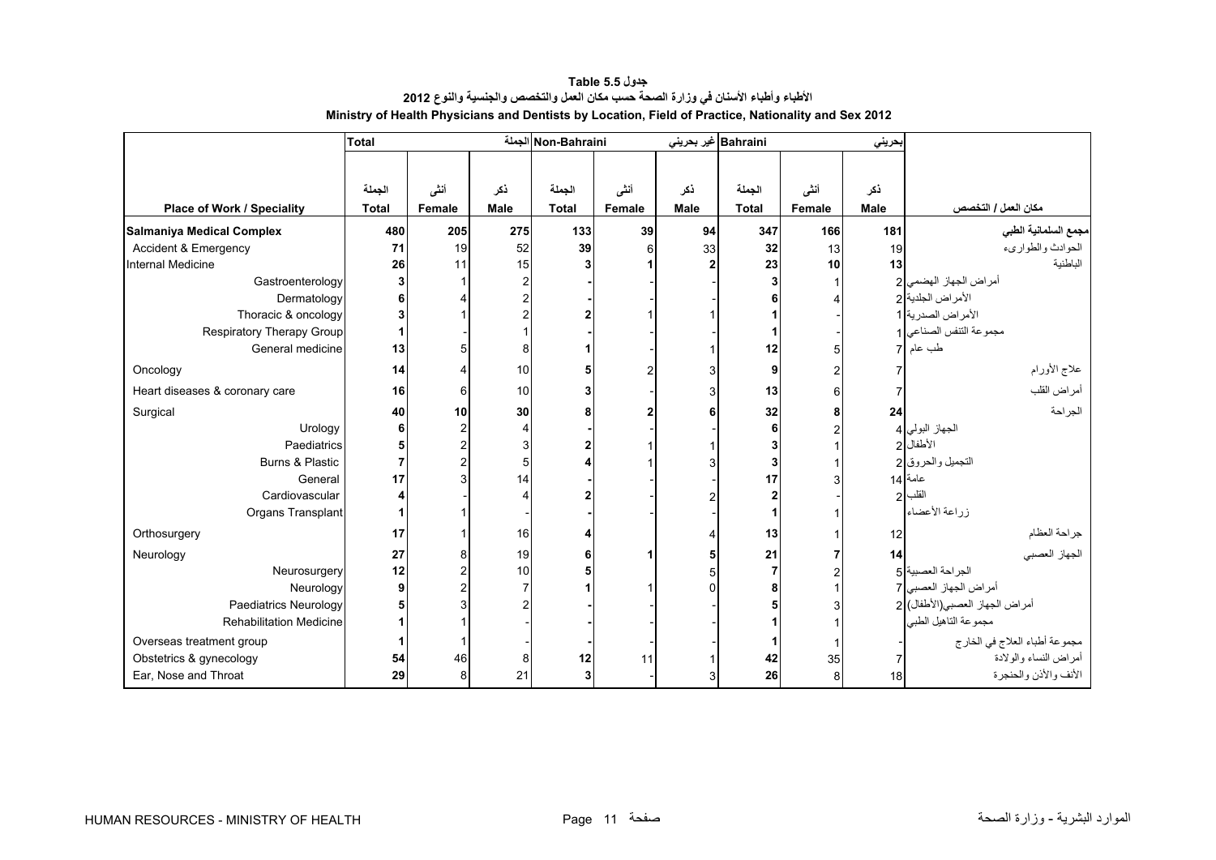**جدول Table 5.5**

**الأطباء وأطباء الأسنان في وزارة الصحة حسب مكان العمل والتخصص والجنسية والنوع 2012**

**Ministry of Health Physicians and Dentists by Location, Field of Practice, Nationality and Sex 2012**

| | Total | | الجملة | Non-Bahraini | | غير بحريني | Bahraini | | بحريني | |
|---|---|---|---|---|---|---|---|---|---|---|
| **Place of Work / Speciality** | الجملة Total | أنثى Female | ذكر Male | الجملة Total | أنثى Female | ذكر Male | الجملة Total | أنثى Female | ذكر Male | مكان العمل / التخصص |
| **Salmaniya Medical Complex** | **480** | **205** | **275** | **133** | **39** | **94** | **347** | **166** | **181** | **مجمع السلمانية الطبي** |
| Accident & Emergency | **71** | 19 | 52 | **39** | 6 | 33 | **32** | 13 | 19 | الحوادث والطوارىء |
| Internal Medicine | **26** | 11 | 15 | **3** | **1** | **2** | **23** | **10** | **13** | الباطنية |
| Gastroenterology | **3** | 1 | 2 | **-** | - | - | **3** | 1 | 2 | أمراض الجهاز الهضمي |
| Dermatology | **6** | 4 | 2 | **-** | - | - | **6** | 4 | 2 | الأمراض الجلدية |
| Thoracic & oncology | **3** | 1 | 2 | **2** | 1 | 1 | **1** | - | 1 | الأمراض الصدرية |
| Respiratory Therapy Group | **1** | - | 1 | **-** | - | - | **1** | - | 1 | مجموعة التنفس الصناعي |
| General medicine | **13** | 5 | 8 | **1** | - | 1 | **12** | 5 | 7 | طب عام |
| Oncology | **14** | 4 | 10 | **5** | 2 | 3 | **9** | 2 | 7 | علاج الأورام |
| Heart diseases & coronary care | **16** | 6 | 10 | **3** | - | 3 | **13** | 6 | 7 | أمراض القلب |
| Surgical | **40** | **10** | **30** | **8** | **2** | **6** | **32** | **8** | **24** | الجراحة |
| Urology | **6** | 2 | 4 | **-** | - | - | **6** | 2 | 4 | الجهاز البولي |
| Paediatrics | **5** | 2 | 3 | **2** | 1 | 1 | **3** | 1 | 2 | الأطفال |
| Burns & Plastic | **7** | 2 | 5 | **4** | 1 | 3 | **3** | 1 | 2 | التجميل والحروق |
| General | **17** | 3 | 14 | **-** | - | - | **17** | 3 | 14 | عامة |
| Cardiovascular | **4** | - | 4 | **2** | - | 2 | **2** | - | 2 | القلب |
| Organs Transplant | **1** | 1 | - | **-** | - | - | **1** | 1 | | زراعة الأعضاء |
| Orthosurgery | **17** | 1 | 16 | **4** | | 4 | **13** | 1 | 12 | جراحة العظام |
| Neurology | **27** | 8 | 19 | **6** | **1** | **5** | **21** | **7** | **14** | الجهاز العصبي |
| Neurosurgery | **12** | 2 | 10 | **5** | | 5 | **7** | 2 | 5 | الجراحة العصبية |
| Neurology | **9** | 2 | 7 | **1** | 1 | 0 | **8** | 1 | 7 | أمراض الجهاز العصبي |
| Paediatrics Neurology | **5** | 3 | 2 | **-** | - | - | **5** | 3 | 2 | أمراض الجهاز العصبي(الأطفال) |
| Rehabilitation Medicine | **1** | 1 | - | **-** | - | - | **1** | 1 | | مجموعة التاهيل الطبي |
| Overseas treatment group | **1** | 1 | - | **-** | - | - | **1** | 1 | - | مجموعة أطباء العلاج في الخارج |
| Obstetrics & gynecology | **54** | 46 | 8 | **12** | 11 | 1 | **42** | 35 | 7 | أمراض النساء والولادة |
| Ear, Nose and Throat | **29** | 8 | 21 | **3** | - | 3 | **26** | 8 | 18 | الأنف والأذن والحنجرة |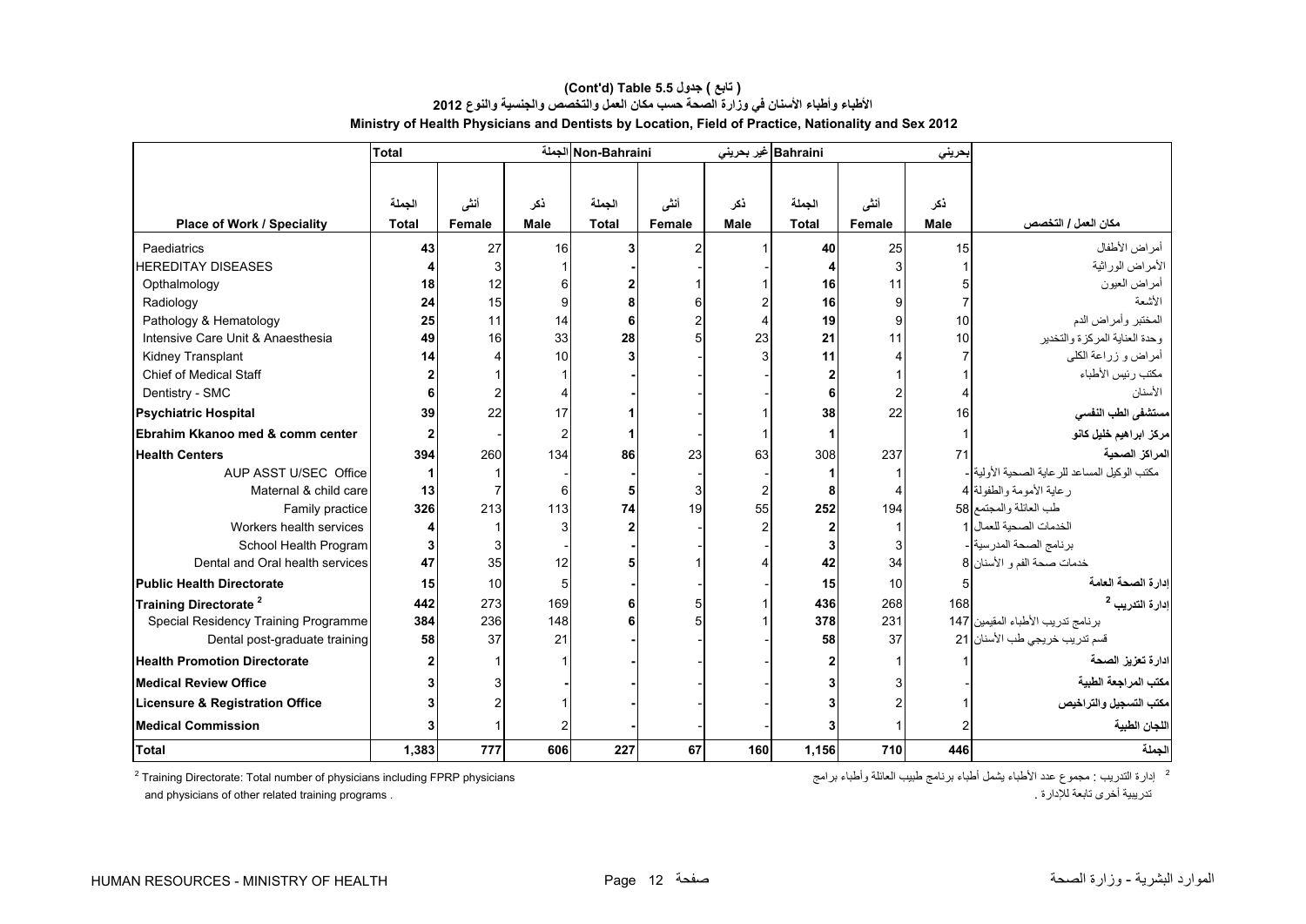## (Cont'd) Table 5.5 جدول ( تابع )

### الأطباء وأطباء الأسنان في وزارة الصحة حسب مكان العمل والتخصص والجنسية والنوع 2012

### Ministry of Health Physicians and Dentists by Location, Field of Practice, Nationality and Sex 2012

| | Total | | الجملة | Non-Bahraini | | غير بحريني | Bahraini | | بحريني | |
|---|---|---|---|---|---|---|---|---|---|---|
| | الجملة | أنثى | ذكر | الجملة | أنثى | ذكر | الجملة | أنثى | ذكر | |
| **Place of Work / Speciality** | **Total** | **Female** | **Male** | **Total** | **Female** | **Male** | **Total** | **Female** | **Male** | **مكان العمل / التخصص** |
| Paediatrics | **43** | 27 | 16 | **3** | 2 | 1 | **40** | 25 | 15 | أمراض الأطفال |
| HEREDITAY DISEASES | **4** | 3 | 1 | **-** | - | - | **4** | 3 | 1 | الأمراض الوراثية |
| Opthalmology | **18** | 12 | 6 | **2** | 1 | 1 | **16** | 11 | 5 | أمراض العيون |
| Radiology | **24** | 15 | 9 | **8** | 6 | 2 | **16** | 9 | 7 | الأشعة |
| Pathology & Hematology | **25** | 11 | 14 | **6** | 2 | 4 | **19** | 9 | 10 | المختبر وأمراض الدم |
| Intensive Care Unit & Anaesthesia | **49** | 16 | 33 | **28** | 5 | 23 | **21** | 11 | 10 | وحدة العناية المركزة والتخدير |
| Kidney Transplant | **14** | 4 | 10 | **3** | - | 3 | **11** | 4 | 7 | أمراض و زراعة الكلى |
| Chief of Medical Staff | **2** | 1 | 1 | **-** | - | - | **2** | 1 | 1 | مكتب رئيس الأطباء |
| Dentistry - SMC | **6** | 2 | 4 | **-** | - | - | **6** | 2 | 4 | الأسنان |
| **Psychiatric Hospital** | **39** | 22 | 17 | **1** | - | 1 | **38** | 22 | 16 | **مستشفى الطب النفسي** |
| **Ebrahim Kkanoo med & comm center** | **2** | - | 2 | **1** | - | 1 | **1** | | 1 | **مركز ابراهيم خليل كانو** |
| **Health Centers** | **394** | 260 | 134 | **86** | 23 | 63 | **308** | 237 | 71 | **المراكز الصحية** |
| AUP ASST U/SEC Office | **1** | 1 | - | **-** | - | - | **1** | 1 | - | مكتب الوكيل المساعد للرعاية الصحية الأولية |
| Maternal & child care | **13** | 7 | 6 | **5** | 3 | 2 | **8** | 4 | 4 | رعاية الأمومة والطفولة |
| Family practice | **326** | 213 | 113 | **74** | 19 | 55 | **252** | 194 | 58 | طب العائلة والمجتمع |
| Workers health services | **4** | 1 | 3 | **2** | - | 2 | **2** | 1 | 1 | الخدمات الصحية للعمال |
| School Health Program | **3** | 3 | - | **-** | - | - | **3** | 3 | - | برنامج الصحة المدرسية |
| Dental and Oral health services | **47** | 35 | 12 | **5** | 1 | 4 | **42** | 34 | 8 | خدمات صحة الفم و الأسنان |
| **Public Health Directorate** | **15** | 10 | 5 | **-** | - | - | **15** | 10 | 5 | **إدارة الصحة العامة** |
| **Training Directorate [2]** | **442** | 273 | 169 | **6** | 5 | 1 | **436** | 268 | 168 | **إدارة التدريب [2]** |
| Special Residency Training Programme | **384** | 236 | 148 | **6** | 5 | 1 | **378** | 231 | 147 | برنامج تدريب الأطباء المقيمين |
| Dental post-graduate training | **58** | 37 | 21 | **-** | - | - | **58** | 37 | 21 | قسم تدريب خريجي طب الأسنان |
| **Health Promotion Directorate** | **2** | 1 | 1 | **-** | - | - | **2** | 1 | 1 | **ادارة تعزيز الصحة** |
| **Medical Review Office** | **3** | 3 | - | **-** | - | - | **3** | 3 | - | **مكتب المراجعة الطبية** |
| **Licensure & Registration Office** | **3** | 2 | 1 | **-** | - | - | **3** | 2 | 1 | **مكتب التسجيل والتراخيص** |
| **Medical Commission** | **3** | 1 | 2 | **-** | - | - | **3** | 1 | 2 | **اللجان الطبية** |
| **Total** | **1,383** | **777** | **606** | **227** | **67** | **160** | **1,156** | **710** | **446** | **الجملة** |

[2] Training Directorate: Total number of physicians including FPRP physicians and physicians of other related training programs .

[2] إدارة التدريب : مجموع عدد الأطباء يشمل أطباء برنامج طبيب العائلة وأطباء برامج تدريبية أخرى تابعة للإدارة .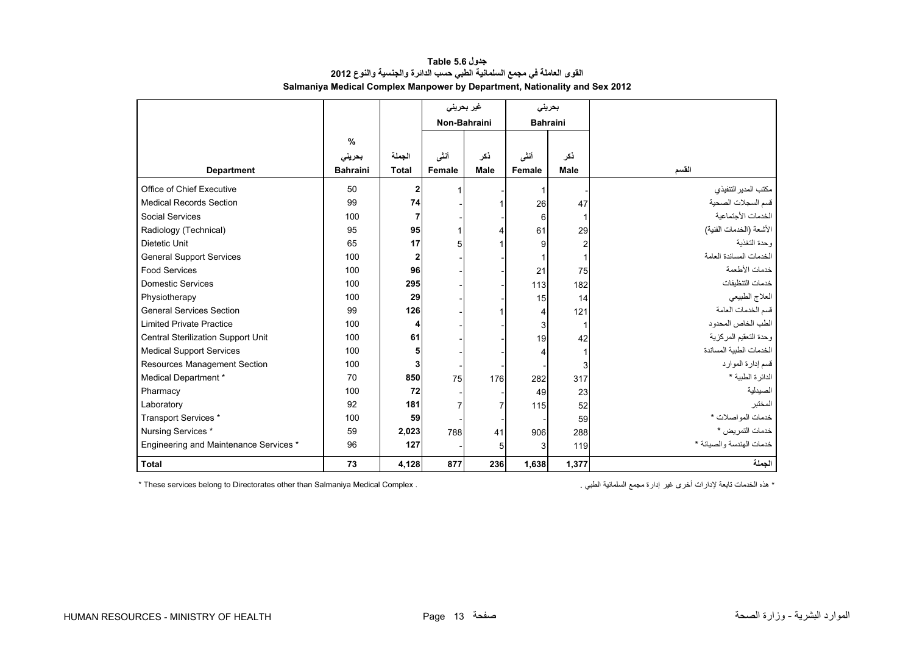**جدول 5.6 Table**

**القوى العاملة في مجمع السلمانية الطبي حسب الدائرة والجنسية والنوع 2012**

**Salmaniya Medical Complex Manpower by Department, Nationality and Sex 2012**

| Department | % بحريني Bahraini | الجملة Total | غير بحريني Non-Bahraini أنثى Female | ذكر Male | بحريني Bahraini أنثى Female | ذكر Male | القسم |
|---|---|---|---|---|---|---|---|
| Office of Chief Executive | 50 | **2** | 1 | - | 1 | - | مكتب المدير التنفيذي |
| Medical Records Section | 99 | **74** | - | 1 | 26 | 47 | قسم السجلات الصحية |
| Social Services | 100 | **7** | - | - | 6 | 1 | الخدمات الأجتماعية |
| Radiology (Technical) | 95 | **95** | 1 | 4 | 61 | 29 | الأشعة (الخدمات الفنية) |
| Dietetic Unit | 65 | **17** | 5 | 1 | 9 | 2 | وحدة التغذية |
| General Support Services | 100 | **2** | - | - | 1 | 1 | الخدمات المساندة العامة |
| Food Services | 100 | **96** | - | - | 21 | 75 | خدمات الأطعمة |
| Domestic Services | 100 | **295** | - | - | 113 | 182 | خدمات التنظيفات |
| Physiotherapy | 100 | **29** | - | - | 15 | 14 | العلاج الطبيعي |
| General Services Section | 99 | **126** | - | 1 | 4 | 121 | قسم الخدمات العامة |
| Limited Private Practice | 100 | **4** | - | - | 3 | 1 | الطب الخاص المحدود |
| Central Sterilization Support Unit | 100 | **61** | - | - | 19 | 42 | وحدة التعقيم المركزية |
| Medical Support Services | 100 | **5** | - | - | 4 | 1 | الخدمات الطبية المساندة |
| Resources Management Section | 100 | **3** | - | - | - | 3 | قسم إدارة الموارد |
| Medical Department * | 70 | **850** | 75 | 176 | 282 | 317 | الدائرة الطبية * |
| Pharmacy | 100 | **72** | - | - | 49 | 23 | الصيدلية |
| Laboratory | 92 | **181** | 7 | 7 | 115 | 52 | المختبر |
| Transport Services * | 100 | **59** | - | - | - | 59 | خدمات المواصلات * |
| Nursing Services * | 59 | **2,023** | 788 | 41 | 906 | 288 | خدمات التمريض * |
| Engineering and Maintenance Services * | 96 | **127** | - | 5 | 3 | 119 | خدمات الهندسة والصيانة * |
| **Total** | **73** | **4,128** | **877** | **236** | **1,638** | **1,377** | **الجملة** |

* These services belong to Directorates other than Salmaniya Medical Complex .

* هذه الخدمات تابعة لإدارات أخرى غير إدارة مجمع السلمانية الطبي .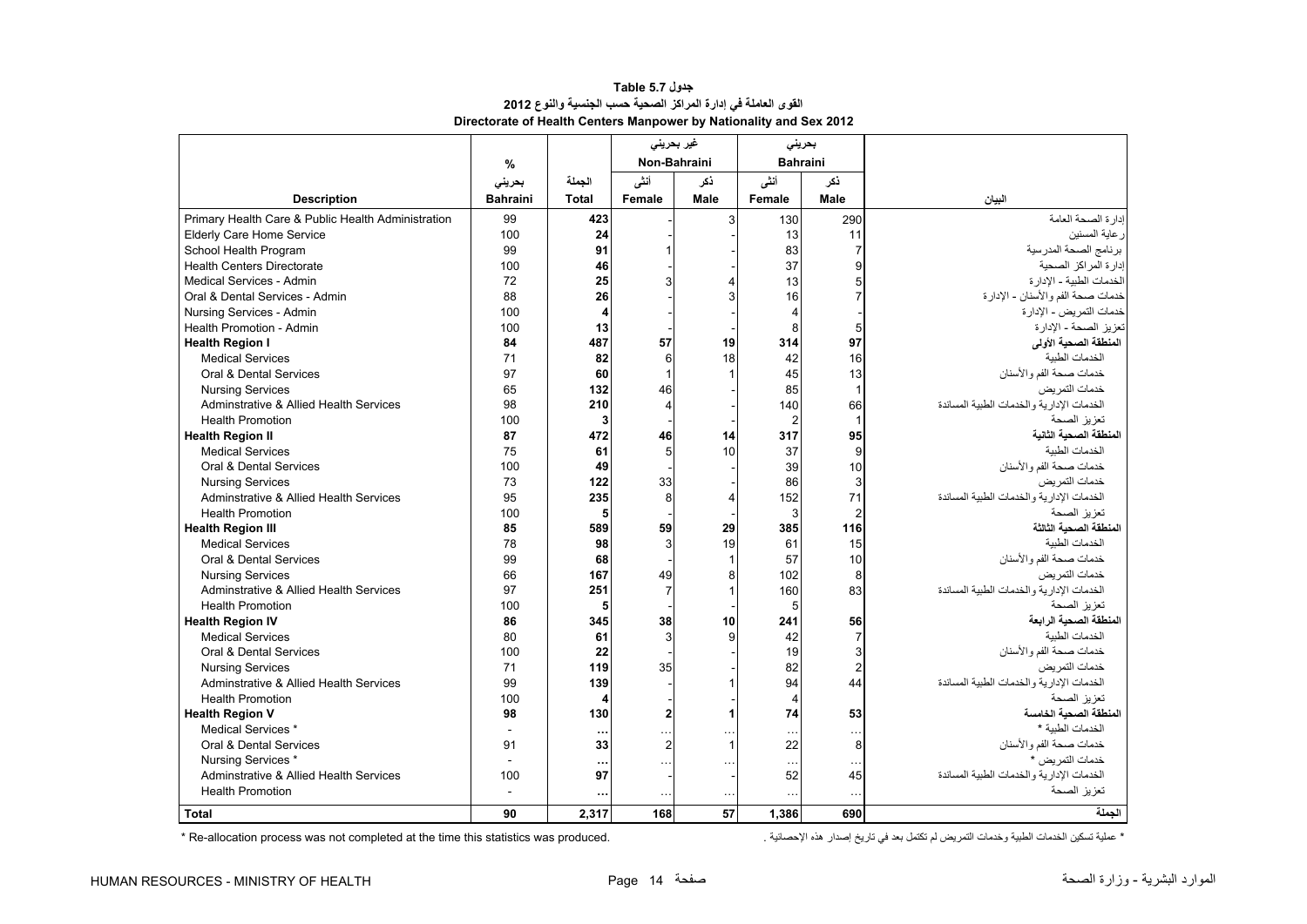**جدول Table 5.7**

**القوى العاملة في إدارة المراكز الصحية حسب الجنسية والنوع 2012**

**Directorate of Health Centers Manpower by Nationality and Sex 2012**

| | % | | غير بحريني Non-Bahraini | | بحريني Bahraini | | |
|---|---|---|---|---|---|---|---|
| **Description** | بحريني **Bahraini** | الجملة **Total** | أنثى **Female** | ذكر **Male** | أنثى **Female** | ذكر **Male** | **البيان** |
| Primary Health Care & Public Health Administration | 99 | **423** | - | 3 | 130 | 290 | إدارة الصحة العامة |
| Elderly Care Home Service | 100 | **24** | - | - | 13 | 11 | رعاية المسنين |
| School Health Program | 99 | **91** | 1 | - | 83 | 7 | برنامج الصحة المدرسية |
| Health Centers Directorate | 100 | **46** | - | - | 37 | 9 | إدارة المراكز الصحية |
| Medical Services - Admin | 72 | **25** | 3 | 4 | 13 | 5 | الخدمات الطبية - الإدارة |
| Oral & Dental Services - Admin | 88 | **26** | - | 3 | 16 | 7 | خدمات صحة الفم والأسنان - الإدارة |
| Nursing Services - Admin | 100 | **4** | - | - | 4 | - | خدمات التمريض - الإدارة |
| Health Promotion - Admin | 100 | **13** | - | - | 8 | 5 | تعزيز الصحة - الإدارة |
| **Health Region I** | **84** | **487** | **57** | **19** | **314** | **97** | **المنطقة الصحية الأولى** |
| Medical Services | 71 | **82** | 6 | 18 | 42 | 16 | الخدمات الطبية |
| Oral & Dental Services | 97 | **60** | 1 | 1 | 45 | 13 | خدمات صحة الفم والأسنان |
| Nursing Services | 65 | **132** | 46 | - | 85 | 1 | خدمات التمريض |
| Adminstrative & Allied Health Services | 98 | **210** | 4 | - | 140 | 66 | الخدمات الإدارية والخدمات الطبية المساندة |
| Health Promotion | 100 | **3** | - | - | 2 | 1 | تعزيز الصحة |
| **Health Region II** | **87** | **472** | **46** | **14** | **317** | **95** | **المنطقة الصحية الثانية** |
| Medical Services | 75 | **61** | 5 | 10 | 37 | 9 | الخدمات الطبية |
| Oral & Dental Services | 100 | **49** | - | - | 39 | 10 | خدمات صحة الفم والأسنان |
| Nursing Services | 73 | **122** | 33 | - | 86 | 3 | خدمات التمريض |
| Adminstrative & Allied Health Services | 95 | **235** | 8 | 4 | 152 | 71 | الخدمات الإدارية والخدمات الطبية المساندة |
| Health Promotion | 100 | **5** | - | - | 3 | 2 | تعزيز الصحة |
| **Health Region III** | **85** | **589** | **59** | **29** | **385** | **116** | **المنطقة الصحية الثالثة** |
| Medical Services | 78 | **98** | 3 | 19 | 61 | 15 | الخدمات الطبية |
| Oral & Dental Services | 99 | **68** | - | 1 | 57 | 10 | خدمات صحة الفم والأسنان |
| Nursing Services | 66 | **167** | 49 | 8 | 102 | 8 | خدمات التمريض |
| Adminstrative & Allied Health Services | 97 | **251** | 7 | 1 | 160 | 83 | الخدمات الإدارية والخدمات الطبية المساندة |
| Health Promotion | 100 | **5** | - | - | 5 | | تعزيز الصحة |
| **Health Region IV** | **86** | **345** | **38** | **10** | **241** | **56** | **المنطقة الصحية الرابعة** |
| Medical Services | 80 | **61** | 3 | 9 | 42 | 7 | الخدمات الطبية |
| Oral & Dental Services | 100 | **22** | - | - | 19 | 3 | خدمات صحة الفم والأسنان |
| Nursing Services | 71 | **119** | 35 | - | 82 | 2 | خدمات التمريض |
| Adminstrative & Allied Health Services | 99 | **139** | - | 1 | 94 | 44 | الخدمات الإدارية والخدمات الطبية المساندة |
| Health Promotion | 100 | **4** | - | - | 4 | | تعزيز الصحة |
| **Health Region V** | **98** | **130** | **2** | **1** | **74** | **53** | **المنطقة الصحية الخامسة** |
| Medical Services * | - | **...** | ... | ... | ... | ... | الخدمات الطبية * |
| Oral & Dental Services | 91 | **33** | 2 | 1 | 22 | 8 | خدمات صحة الفم والأسنان |
| Nursing Services * | - | **...** | ... | ... | ... | ... | خدمات التمريض * |
| Adminstrative & Allied Health Services | 100 | **97** | - | - | 52 | 45 | الخدمات الإدارية والخدمات الطبية المساندة |
| Health Promotion | - | **...** | ... | ... | ... | ... | تعزيز الصحة |
| **Total** | **90** | **2,317** | **168** | **57** | **1,386** | **690** | **الجملة** |

* Re-allocation process was not completed at the time this statistics was produced.

* عملية تسكين الخدمات الطبية وخدمات التمريض لم تكتمل بعد في تاريخ إصدار هذه الإحصائية .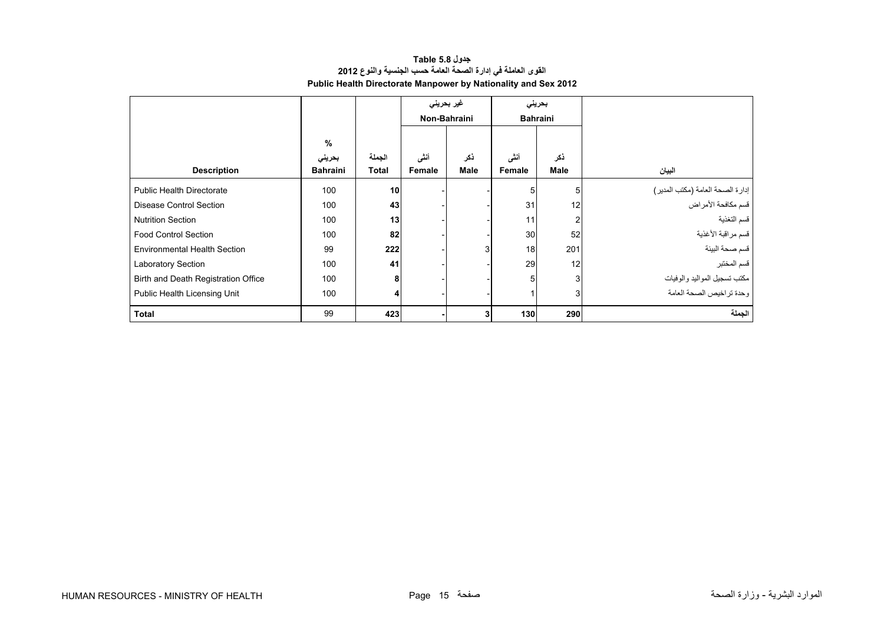**جدول 5.8 Table**

**القوى العاملة في إدارة الصحة العامة حسب الجنسية والنوع 2012**

**Public Health Directorate Manpower by Nationality and Sex 2012**

| | | | غير بحريني Non-Bahraini | | بحريني Bahraini | | |
|---|---|---|---|---|---|---|---|
| **Description** | **% بحريني Bahraini** | **الجملة Total** | **أنثى Female** | **ذكر Male** | **أنثى Female** | **ذكر Male** | **البيان** |
| Public Health Directorate | 100 | **10** | - | - | 5 | 5 | إدارة الصحة العامة (مكتب المدير) |
| Disease Control Section | 100 | **43** | - | - | 31 | 12 | قسم مكافحة الأمراض |
| Nutrition Section | 100 | **13** | - | - | 11 | 2 | قسم التغذية |
| Food Control Section | 100 | **82** | - | - | 30 | 52 | قسم مراقبة الأغذية |
| Environmental Health Section | 99 | **222** | - | 3 | 18 | 201 | قسم صحة البيئة |
| Laboratory Section | 100 | **41** | - | - | 29 | 12 | قسم المختبر |
| Birth and Death Registration Office | 100 | **8** | - | - | 5 | 3 | مكتب تسجيل المواليد والوفيات |
| Public Health Licensing Unit | 100 | **4** | - | - | 1 | 3 | وحدة تراخيص الصحة العامة |
| **Total** | 99 | **423** | **-** | **3** | **130** | **290** | **الجملة** |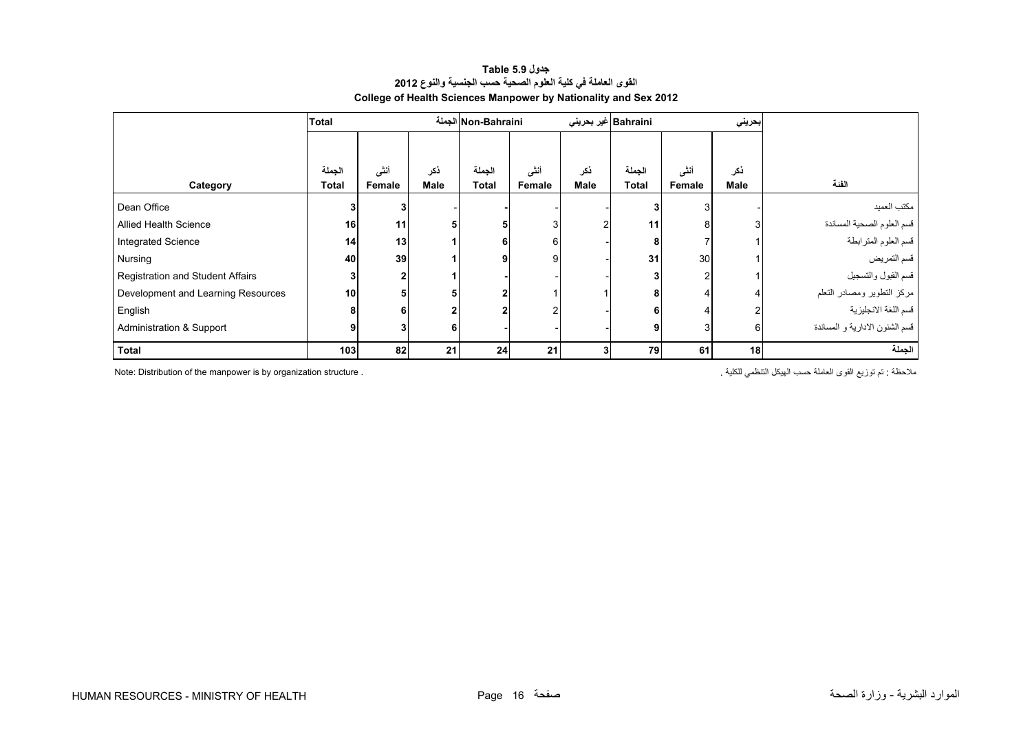**جدول Table 5.9**

**القوى العاملة في كلية العلوم الصحية حسب الجنسية والنوع 2012**

**College of Health Sciences Manpower by Nationality and Sex 2012**

| | Total | | الجملة | Non-Bahraini | | غير بحريني | Bahraini | | بحريني | |
|---|---|---|---|---|---|---|---|---|---|---|
| Category | الجملة Total | أنثى Female | ذكر Male | الجملة Total | أنثى Female | ذكر Male | الجملة Total | أنثى Female | ذكر Male | الفئة |
| Dean Office | 3 | 3 | - | - | - | - | 3 | 3 | - | مكتب العميد |
| Allied Health Science | 16 | 11 | 5 | 5 | 3 | 2 | 11 | 8 | 3 | قسم العلوم الصحية المساندة |
| Integrated Science | 14 | 13 | 1 | 6 | 6 | - | 8 | 7 | 1 | قسم العلوم المترابطة |
| Nursing | 40 | 39 | 1 | 9 | 9 | - | 31 | 30 | 1 | قسم التمريض |
| Registration and Student Affairs | 3 | 2 | 1 | - | - | - | 3 | 2 | 1 | قسم القبول والتسجيل |
| Development and Learning Resources | 10 | 5 | 5 | 2 | 1 | 1 | 8 | 4 | 4 | مركز التطوير ومصادر التعلم |
| English | 8 | 6 | 2 | 2 | 2 | - | 6 | 4 | 2 | قسم اللغة الانجليزية |
| Administration & Support | 9 | 3 | 6 | - | - | - | 9 | 3 | 6 | قسم الشئون الادارية و المساندة |
| **Total** | **103** | **82** | **21** | **24** | **21** | **3** | **79** | **61** | **18** | **الجملة** |

Note: Distribution of the manpower is by organization structure .

ملاحظة : تم توزيع القوى العاملة حسب الهيكل التنظمي للكلية .